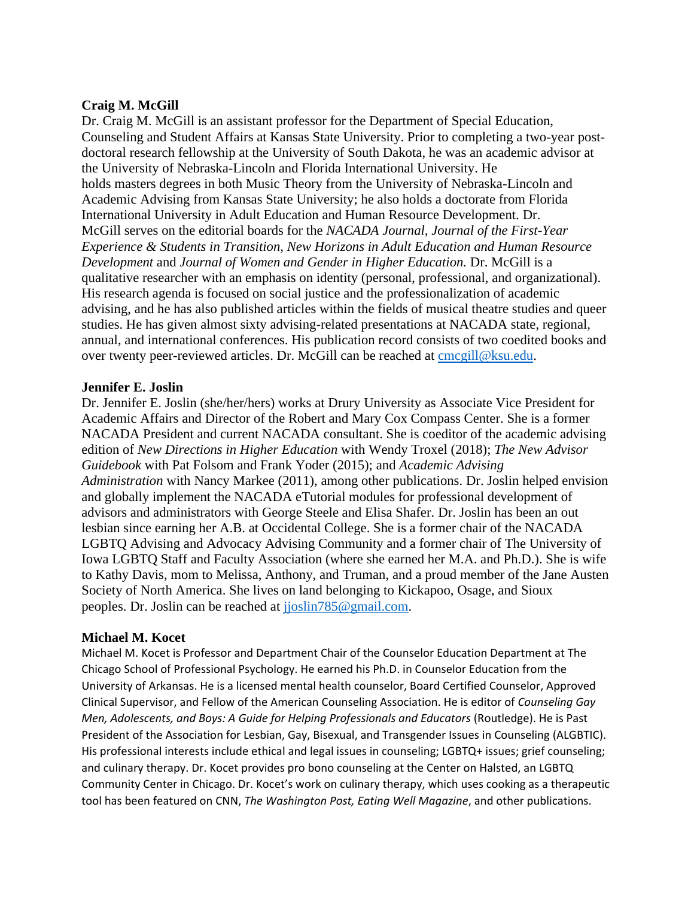**Craig M. McGill**

Dr. Craig M. McGill is an assistant professor for the Department of Special Education, Counseling and Student Affairs at Kansas State University. Prior to completing a two-year post-doctoral research fellowship at the University of South Dakota, he was an academic advisor at the University of Nebraska-Lincoln and Florida International University. He holds masters degrees in both Music Theory from the University of Nebraska-Lincoln and Academic Advising from Kansas State University; he also holds a doctorate from Florida International University in Adult Education and Human Resource Development. Dr. McGill serves on the editorial boards for the *NACADA Journal*, *Journal of the First-Year Experience & Students in Transition*, *New Horizons in Adult Education and Human Resource Development* and *Journal of Women and Gender in Higher Education.* Dr. McGill is a qualitative researcher with an emphasis on identity (personal, professional, and organizational). His research agenda is focused on social justice and the professionalization of academic advising, and he has also published articles within the fields of musical theatre studies and queer studies. He has given almost sixty advising-related presentations at NACADA state, regional, annual, and international conferences. His publication record consists of two coedited books and over twenty peer-reviewed articles. Dr. McGill can be reached at cmcgill@ksu.edu.

**Jennifer E. Joslin**

Dr. Jennifer E. Joslin (she/her/hers) works at Drury University as Associate Vice President for Academic Affairs and Director of the Robert and Mary Cox Compass Center. She is a former NACADA President and current NACADA consultant. She is coeditor of the academic advising edition of *New Directions in Higher Education* with Wendy Troxel (2018); *The New Advisor Guidebook* with Pat Folsom and Frank Yoder (2015); and *Academic Advising Administration* with Nancy Markee (2011), among other publications. Dr. Joslin helped envision and globally implement the NACADA eTutorial modules for professional development of advisors and administrators with George Steele and Elisa Shafer. Dr. Joslin has been an out lesbian since earning her A.B. at Occidental College. She is a former chair of the NACADA LGBTQ Advising and Advocacy Advising Community and a former chair of The University of Iowa LGBTQ Staff and Faculty Association (where she earned her M.A. and Ph.D.). She is wife to Kathy Davis, mom to Melissa, Anthony, and Truman, and a proud member of the Jane Austen Society of North America. She lives on land belonging to Kickapoo, Osage, and Sioux peoples. Dr. Joslin can be reached at jjoslin785@gmail.com.

**Michael M. Kocet**

Michael M. Kocet is Professor and Department Chair of the Counselor Education Department at The Chicago School of Professional Psychology. He earned his Ph.D. in Counselor Education from the University of Arkansas. He is a licensed mental health counselor, Board Certified Counselor, Approved Clinical Supervisor, and Fellow of the American Counseling Association. He is editor of *Counseling Gay Men, Adolescents, and Boys: A Guide for Helping Professionals and Educators* (Routledge). He is Past President of the Association for Lesbian, Gay, Bisexual, and Transgender Issues in Counseling (ALGBTIC). His professional interests include ethical and legal issues in counseling; LGBTQ+ issues; grief counseling; and culinary therapy. Dr. Kocet provides pro bono counseling at the Center on Halsted, an LGBTQ Community Center in Chicago. Dr. Kocet's work on culinary therapy, which uses cooking as a therapeutic tool has been featured on CNN, *The Washington Post, Eating Well Magazine*, and other publications.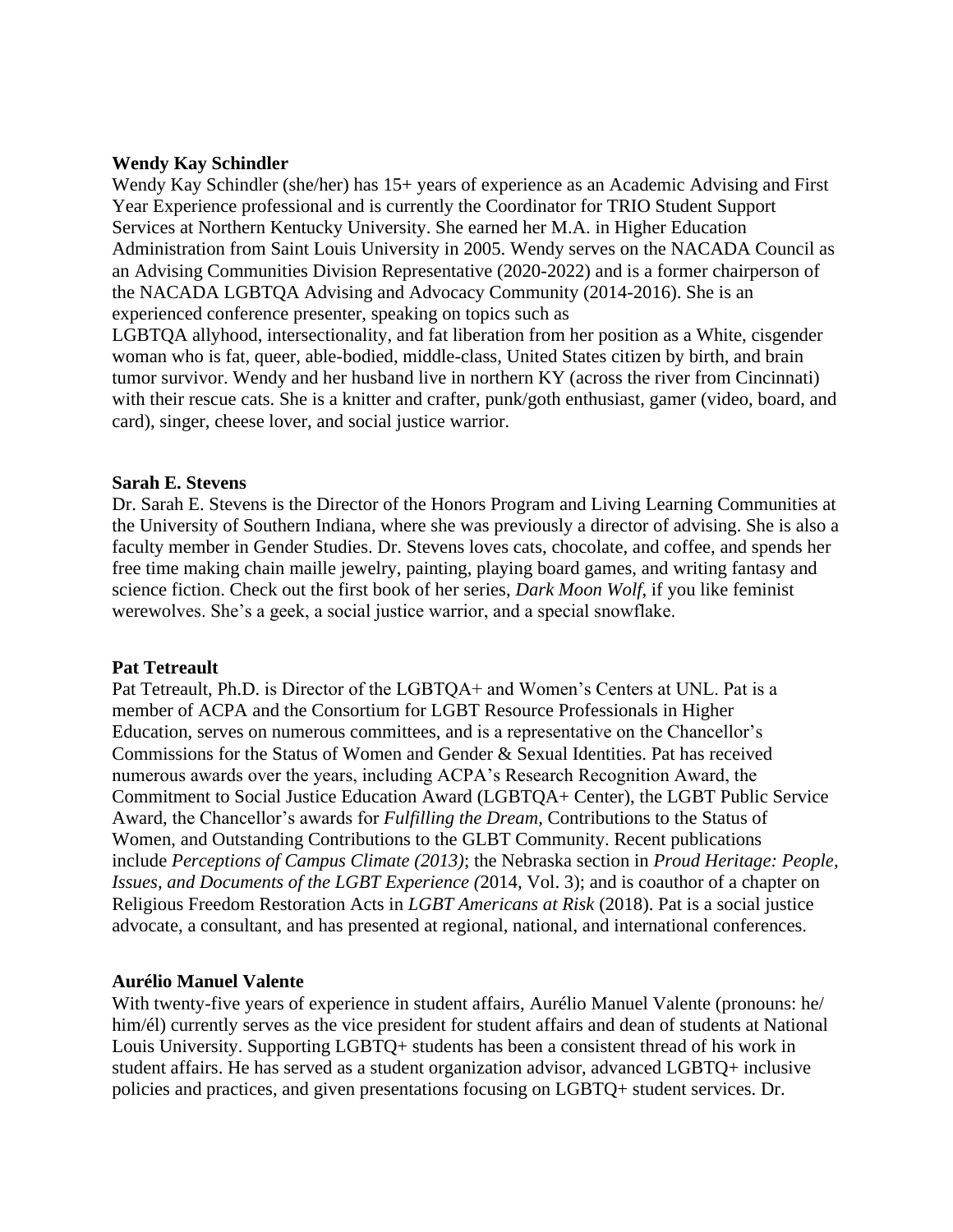**Wendy Kay Schindler**

Wendy Kay Schindler (she/her) has 15+ years of experience as an Academic Advising and First Year Experience professional and is currently the Coordinator for TRIO Student Support Services at Northern Kentucky University. She earned her M.A. in Higher Education Administration from Saint Louis University in 2005. Wendy serves on the NACADA Council as an Advising Communities Division Representative (2020-2022) and is a former chairperson of the NACADA LGBTQA Advising and Advocacy Community (2014-2016). She is an experienced conference presenter, speaking on topics such as LGBTQA allyhood, intersectionality, and fat liberation from her position as a White, cisgender woman who is fat, queer, able-bodied, middle-class, United States citizen by birth, and brain tumor survivor. Wendy and her husband live in northern KY (across the river from Cincinnati) with their rescue cats. She is a knitter and crafter, punk/goth enthusiast, gamer (video, board, and card), singer, cheese lover, and social justice warrior.

**Sarah E. Stevens**

Dr. Sarah E. Stevens is the Director of the Honors Program and Living Learning Communities at the University of Southern Indiana, where she was previously a director of advising. She is also a faculty member in Gender Studies. Dr. Stevens loves cats, chocolate, and coffee, and spends her free time making chain maille jewelry, painting, playing board games, and writing fantasy and science fiction. Check out the first book of her series, *Dark Moon Wolf*, if you like feminist werewolves. She's a geek, a social justice warrior, and a special snowflake.

**Pat Tetreault**

Pat Tetreault, Ph.D. is Director of the LGBTQA+ and Women's Centers at UNL. Pat is a member of ACPA and the Consortium for LGBT Resource Professionals in Higher Education, serves on numerous committees, and is a representative on the Chancellor's Commissions for the Status of Women and Gender & Sexual Identities. Pat has received numerous awards over the years, including ACPA's Research Recognition Award, the Commitment to Social Justice Education Award (LGBTQA+ Center), the LGBT Public Service Award, the Chancellor's awards for *Fulfilling the Dream*, Contributions to the Status of Women, and Outstanding Contributions to the GLBT Community. Recent publications include *Perceptions of Campus Climate (2013)*; the Nebraska section in *Proud Heritage: People, Issues, and Documents of the LGBT Experience (*2014, Vol. 3); and is coauthor of a chapter on Religious Freedom Restoration Acts in *LGBT Americans at Risk* (2018). Pat is a social justice advocate, a consultant, and has presented at regional, national, and international conferences.

**Aurélio Manuel Valente**

With twenty-five years of experience in student affairs, Aurélio Manuel Valente (pronouns: he/him/él) currently serves as the vice president for student affairs and dean of students at National Louis University. Supporting LGBTQ+ students has been a consistent thread of his work in student affairs. He has served as a student organization advisor, advanced LGBTQ+ inclusive policies and practices, and given presentations focusing on LGBTQ+ student services. Dr.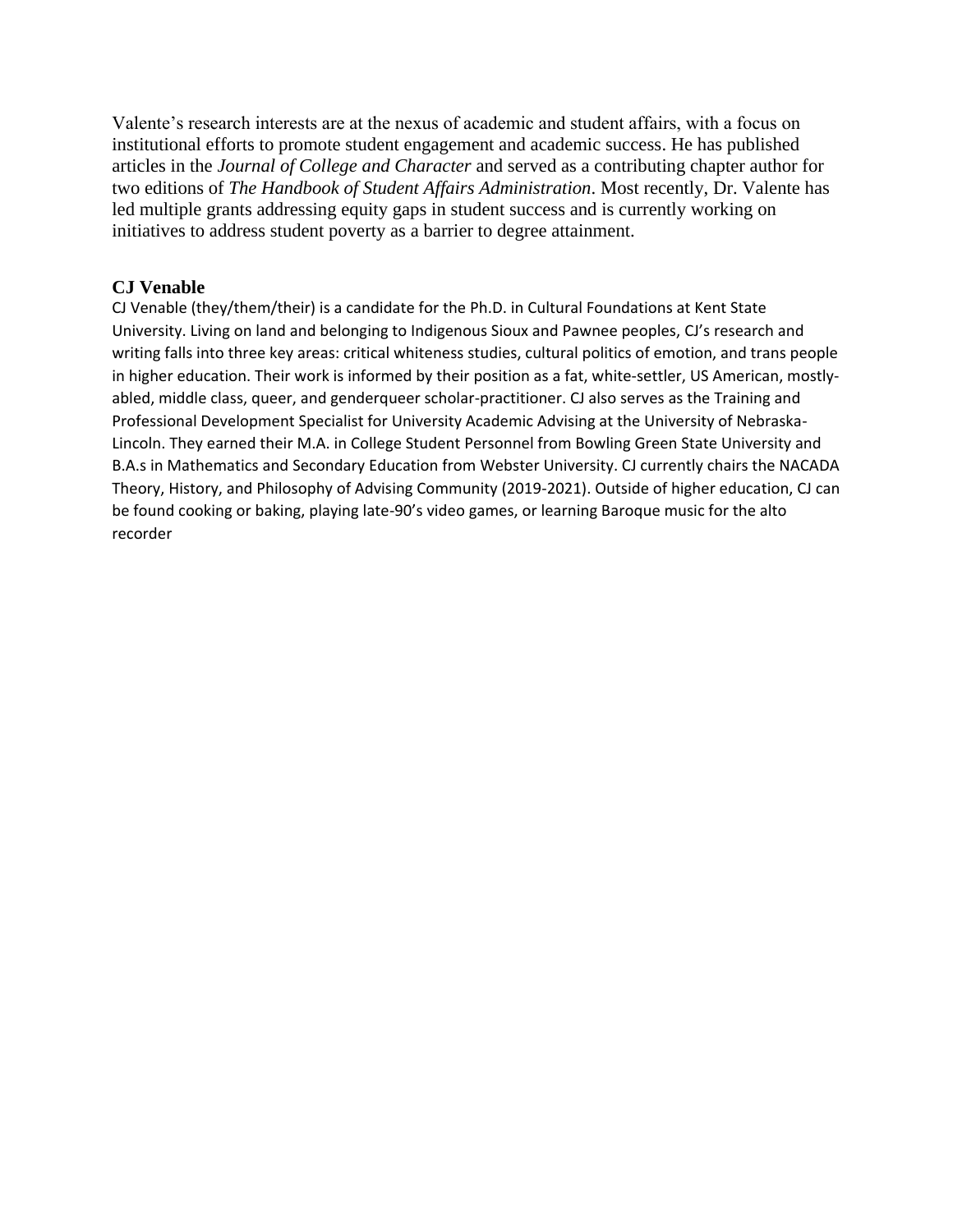Valente's research interests are at the nexus of academic and student affairs, with a focus on institutional efforts to promote student engagement and academic success. He has published articles in the *Journal of College and Character* and served as a contributing chapter author for two editions of *The Handbook of Student Affairs Administration*. Most recently, Dr. Valente has led multiple grants addressing equity gaps in student success and is currently working on initiatives to address student poverty as a barrier to degree attainment.

### CJ Venable

CJ Venable (they/them/their) is a candidate for the Ph.D. in Cultural Foundations at Kent State University. Living on land and belonging to Indigenous Sioux and Pawnee peoples, CJ's research and writing falls into three key areas: critical whiteness studies, cultural politics of emotion, and trans people in higher education. Their work is informed by their position as a fat, white-settler, US American, mostly-abled, middle class, queer, and genderqueer scholar-practitioner. CJ also serves as the Training and Professional Development Specialist for University Academic Advising at the University of Nebraska-Lincoln. They earned their M.A. in College Student Personnel from Bowling Green State University and B.A.s in Mathematics and Secondary Education from Webster University. CJ currently chairs the NACADA Theory, History, and Philosophy of Advising Community (2019-2021). Outside of higher education, CJ can be found cooking or baking, playing late-90's video games, or learning Baroque music for the alto recorder